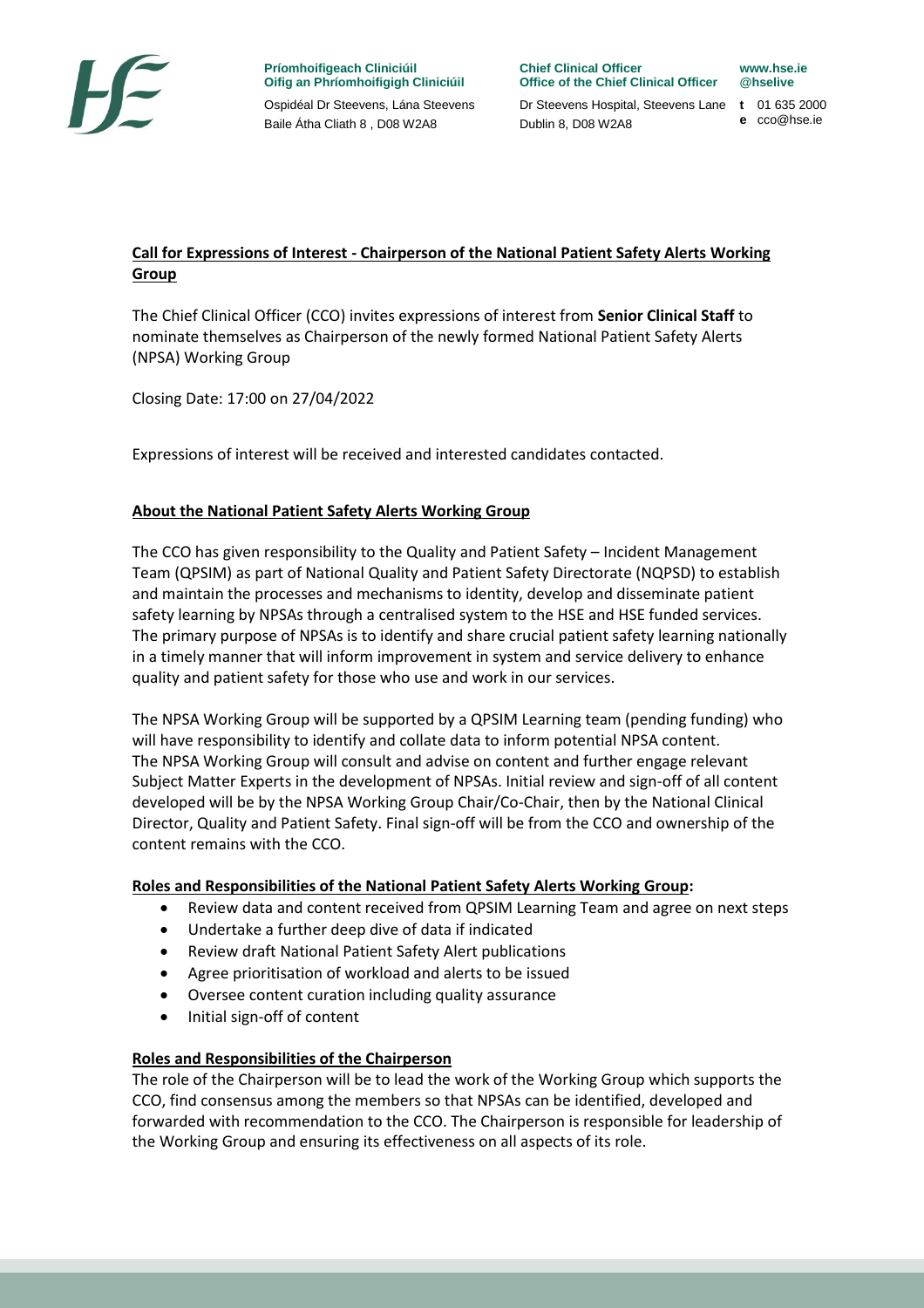**Príomhoifigeach Cliniciúil**
**Oifig an Phríomhoifigigh Cliniciúil**
Ospidéal Dr Steevens, Lána Steevens
Baile Átha Cliath 8 , D08 W2A8

**Chief Clinical Officer**
**Office of the Chief Clinical Officer**
Dr Steevens Hospital, Steevens Lane
Dublin 8, D08 W2A8

**www.hse.ie**
**@hselive**
**t** 01 635 2000
**e** cco@hse.ie

## Call for Expressions of Interest - Chairperson of the National Patient Safety Alerts Working Group

The Chief Clinical Officer (CCO) invites expressions of interest from **Senior Clinical Staff** to nominate themselves as Chairperson of the newly formed National Patient Safety Alerts (NPSA) Working Group

Closing Date: 17:00 on 27/04/2022

Expressions of interest will be received and interested candidates contacted.

### About the National Patient Safety Alerts Working Group

The CCO has given responsibility to the Quality and Patient Safety – Incident Management Team (QPSIM) as part of National Quality and Patient Safety Directorate (NQPSD) to establish and maintain the processes and mechanisms to identity, develop and disseminate patient safety learning by NPSAs through a centralised system to the HSE and HSE funded services. The primary purpose of NPSAs is to identify and share crucial patient safety learning nationally in a timely manner that will inform improvement in system and service delivery to enhance quality and patient safety for those who use and work in our services.

The NPSA Working Group will be supported by a QPSIM Learning team (pending funding) who will have responsibility to identify and collate data to inform potential NPSA content. The NPSA Working Group will consult and advise on content and further engage relevant Subject Matter Experts in the development of NPSAs. Initial review and sign-off of all content developed will be by the NPSA Working Group Chair/Co-Chair, then by the National Clinical Director, Quality and Patient Safety. Final sign-off will be from the CCO and ownership of the content remains with the CCO.

### Roles and Responsibilities of the National Patient Safety Alerts Working Group:

- Review data and content received from QPSIM Learning Team and agree on next steps
- Undertake a further deep dive of data if indicated
- Review draft National Patient Safety Alert publications
- Agree prioritisation of workload and alerts to be issued
- Oversee content curation including quality assurance
- Initial sign-off of content

### Roles and Responsibilities of the Chairperson

The role of the Chairperson will be to lead the work of the Working Group which supports the CCO, find consensus among the members so that NPSAs can be identified, developed and forwarded with recommendation to the CCO. The Chairperson is responsible for leadership of the Working Group and ensuring its effectiveness on all aspects of its role.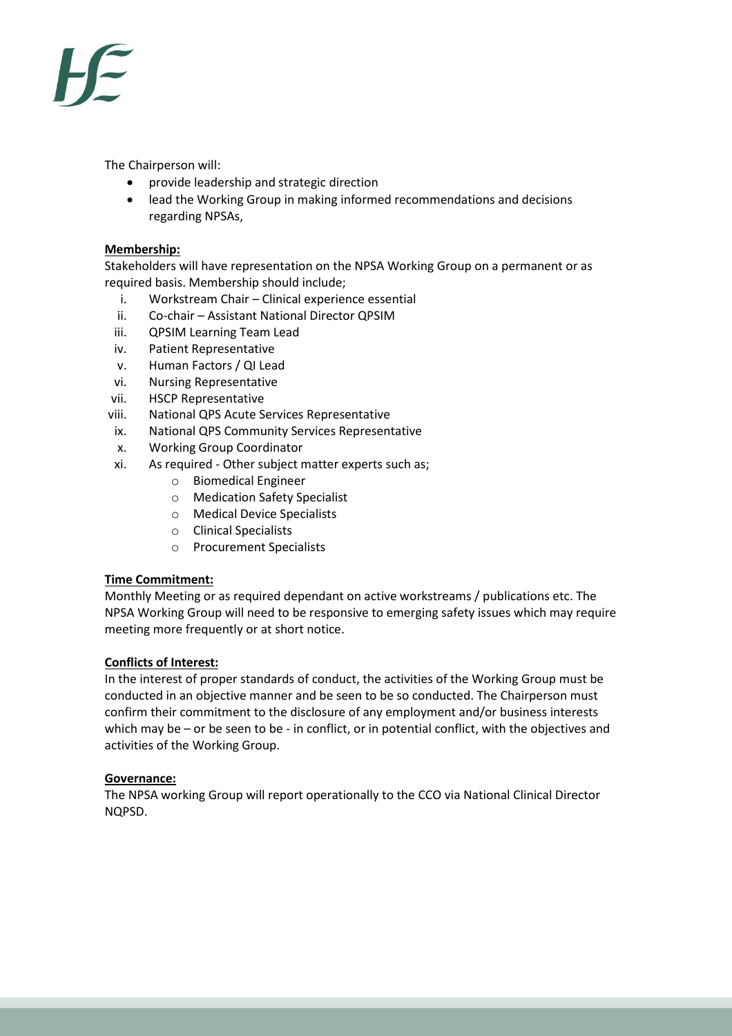The Chairperson will:

- provide leadership and strategic direction
- lead the Working Group in making informed recommendations and decisions regarding NPSAs,

**Membership:**

Stakeholders will have representation on the NPSA Working Group on a permanent or as required basis. Membership should include;

i. Workstream Chair – Clinical experience essential
ii. Co-chair – Assistant National Director QPSIM
iii. QPSIM Learning Team Lead
iv. Patient Representative
v. Human Factors / QI Lead
vi. Nursing Representative
vii. HSCP Representative
viii. National QPS Acute Services Representative
ix. National QPS Community Services Representative
x. Working Group Coordinator
xi. As required - Other subject matter experts such as;
    - Biomedical Engineer
    - Medication Safety Specialist
    - Medical Device Specialists
    - Clinical Specialists
    - Procurement Specialists

**Time Commitment:**

Monthly Meeting or as required dependant on active workstreams / publications etc. The NPSA Working Group will need to be responsive to emerging safety issues which may require meeting more frequently or at short notice.

**Conflicts of Interest:**

In the interest of proper standards of conduct, the activities of the Working Group must be conducted in an objective manner and be seen to be so conducted. The Chairperson must confirm their commitment to the disclosure of any employment and/or business interests which may be – or be seen to be - in conflict, or in potential conflict, with the objectives and activities of the Working Group.

**Governance:**

The NPSA working Group will report operationally to the CCO via National Clinical Director NQPSD.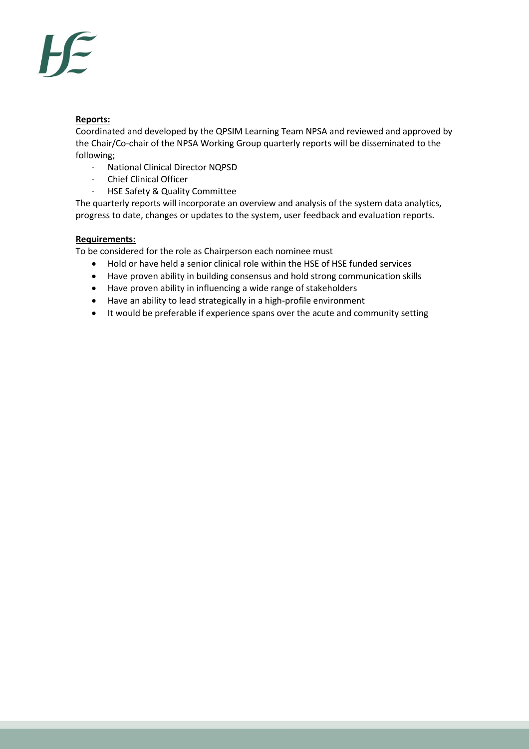**Reports:**

Coordinated and developed by the QPSIM Learning Team NPSA and reviewed and approved by the Chair/Co-chair of the NPSA Working Group quarterly reports will be disseminated to the following;

- National Clinical Director NQPSD
- Chief Clinical Officer
- HSE Safety & Quality Committee

The quarterly reports will incorporate an overview and analysis of the system data analytics, progress to date, changes or updates to the system, user feedback and evaluation reports.

**Requirements:**

To be considered for the role as Chairperson each nominee must

- Hold or have held a senior clinical role within the HSE of HSE funded services
- Have proven ability in building consensus and hold strong communication skills
- Have proven ability in influencing a wide range of stakeholders
- Have an ability to lead strategically in a high-profile environment
- It would be preferable if experience spans over the acute and community setting